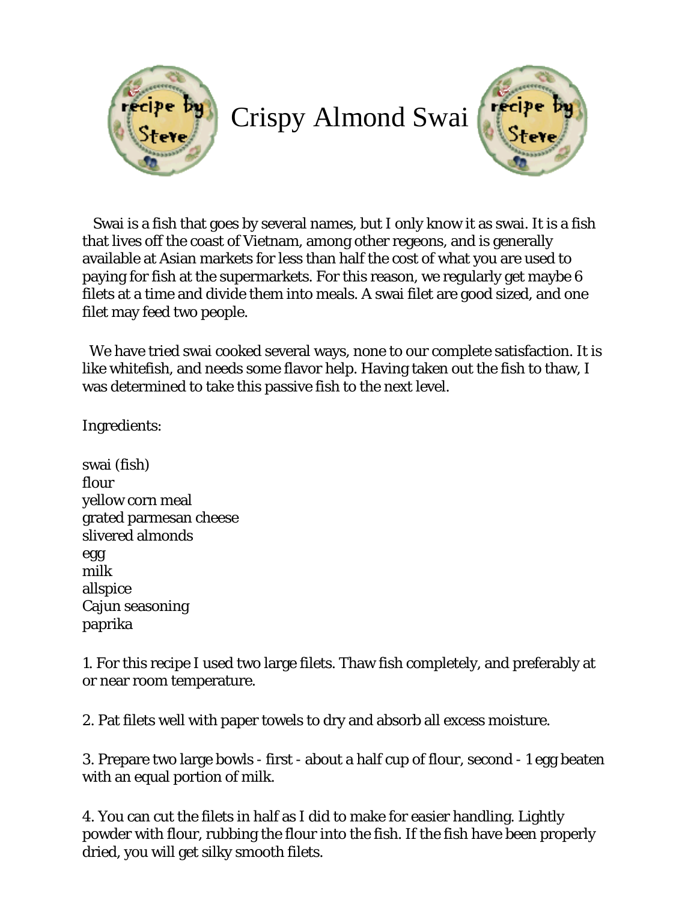# Crispy Almond Swai

Swai is a fish that goes by several names, but I only know it as swai. It is a fish that lives off the coast of Vietnam, among other regeons, and is generally available at Asian markets for less than half the cost of what you are used to paying for fish at the supermarkets. For this reason, we regularly get maybe 6 filets at a time and divide them into meals. A swai filet are good sized, and one filet may feed two people.

We have tried swai cooked several ways, none to our complete satisfaction. It is like whitefish, and needs some flavor help. Having taken out the fish to thaw, I was determined to take this passive fish to the next level.

Ingredients:

swai (fish)
flour
yellow corn meal
grated parmesan cheese
slivered almonds
egg
milk
allspice
Cajun seasoning
paprika

1. For this recipe I used two large filets. Thaw fish completely, and preferably at or near room temperature.

2. Pat filets well with paper towels to dry and absorb all excess moisture.

3. Prepare two large bowls - first - about a half cup of flour, second - 1 egg beaten with an equal portion of milk.

4. You can cut the filets in half as I did to make for easier handling. Lightly powder with flour, rubbing the flour into the fish. If the fish have been properly dried, you will get silky smooth filets.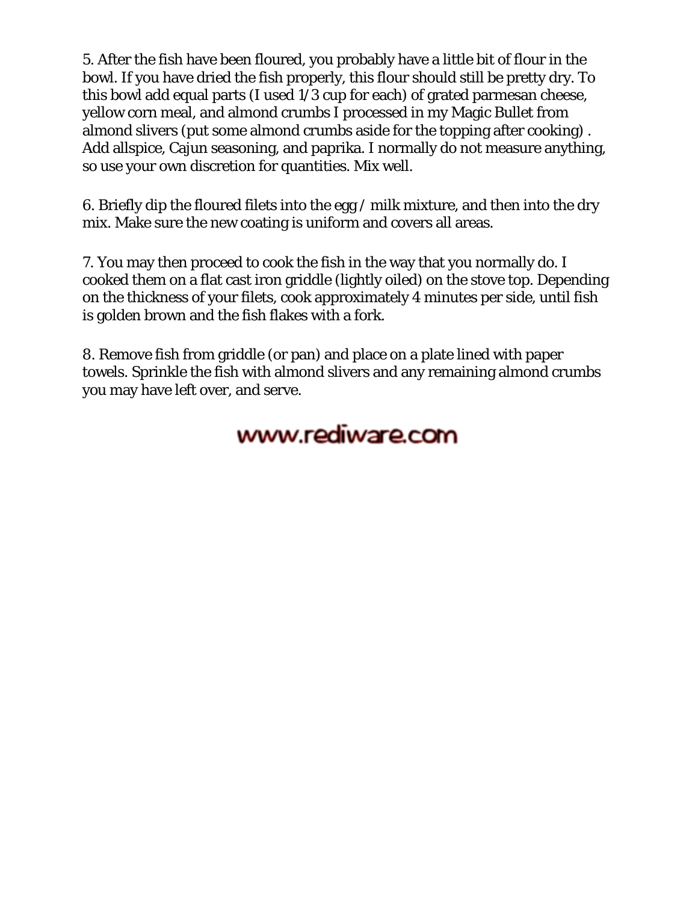5. After the fish have been floured, you probably have a little bit of flour in the bowl. If you have dried the fish properly, this flour should still be pretty dry. To this bowl add equal parts (I used 1/3 cup for each) of grated parmesan cheese, yellow corn meal, and almond crumbs I processed in my Magic Bullet from almond slivers (put some almond crumbs aside for the topping after cooking) . Add allspice, Cajun seasoning, and paprika. I normally do not measure anything, so use your own discretion for quantities. Mix well.

6. Briefly dip the floured filets into the egg / milk mixture, and then into the dry mix. Make sure the new coating is uniform and covers all areas.

7. You may then proceed to cook the fish in the way that you normally do. I cooked them on a flat cast iron griddle (lightly oiled) on the stove top. Depending on the thickness of your filets, cook approximately 4 minutes per side, until fish is golden brown and the fish flakes with a fork.

8. Remove fish from griddle (or pan) and place on a plate lined with paper towels. Sprinkle the fish with almond slivers and any remaining almond crumbs you may have left over, and serve.

www.rediware.com